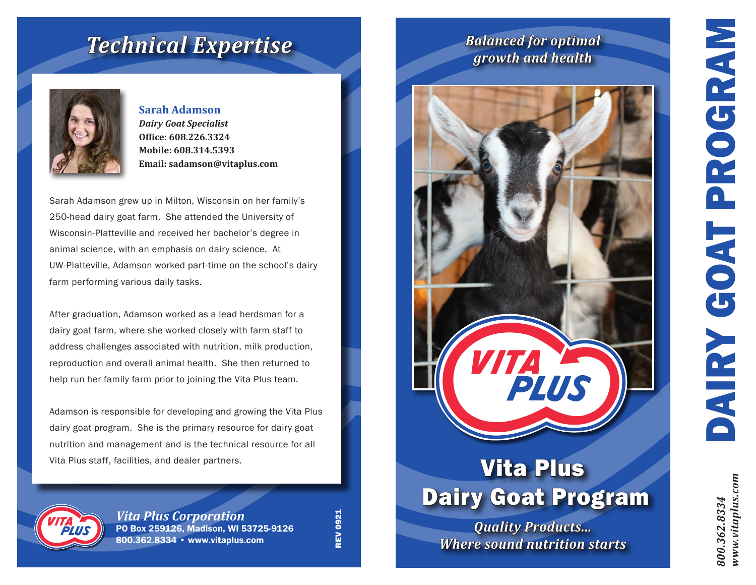# Technical Expertise

**Sarah Adamson**
***Dairy Goat Specialist***
**Office: 608.226.3324**
**Mobile: 608.314.5393**
**Email: sadamson@vitaplus.com**

Sarah Adamson grew up in Milton, Wisconsin on her family's 250-head dairy goat farm. She attended the University of Wisconsin-Platteville and received her bachelor's degree in animal science, with an emphasis on dairy science. At UW-Platteville, Adamson worked part-time on the school's dairy farm performing various daily tasks.

After graduation, Adamson worked as a lead herdsman for a dairy goat farm, where she worked closely with farm staff to address challenges associated with nutrition, milk production, reproduction and overall animal health. She then returned to help run her family farm prior to joining the Vita Plus team.

Adamson is responsible for developing and growing the Vita Plus dairy goat program. She is the primary resource for dairy goat nutrition and management and is the technical resource for all Vita Plus staff, facilities, and dealer partners.

***Vita Plus Corporation***
**PO Box 259126, Madison, WI 53725-9126**
**800.362.8334 • www.vitaplus.com**

REV 0921

***Balanced for optimal growth and health***

VITA PLUS

# Vita Plus Dairy Goat Program

***Quality Products... Where sound nutrition starts***

# DAIRY GOAT PROGRAM

*800.362.8334*
*www.vitaplus.com*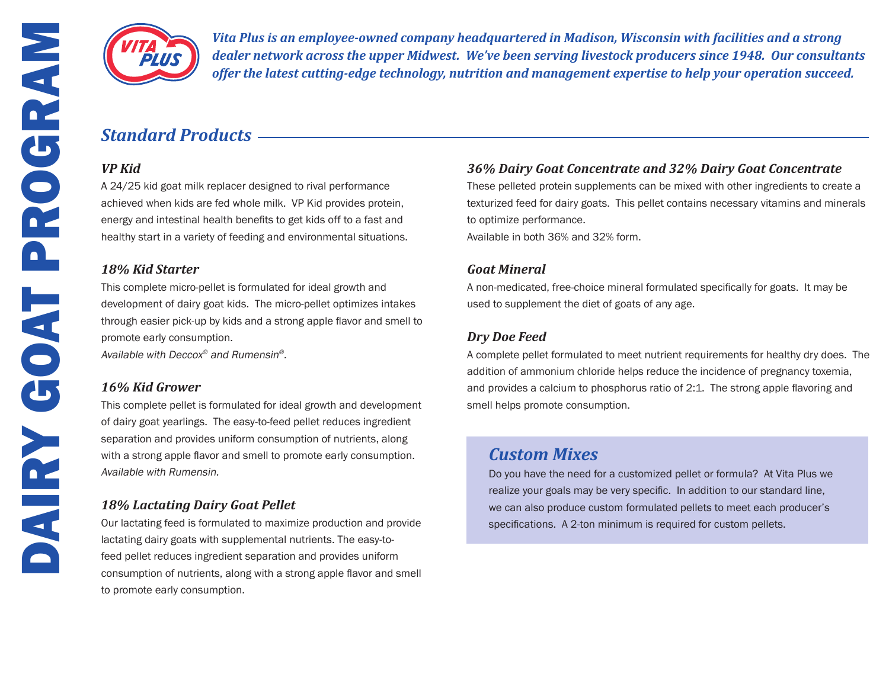# DAIRY GOAT PROGRAM

*Vita Plus is an employee-owned company headquartered in Madison, Wisconsin with facilities and a strong dealer network across the upper Midwest. We've been serving livestock producers since 1948. Our consultants offer the latest cutting-edge technology, nutrition and management expertise to help your operation succeed.*

## *Standard Products*

### *VP Kid*

A 24/25 kid goat milk replacer designed to rival performance achieved when kids are fed whole milk. VP Kid provides protein, energy and intestinal health benefits to get kids off to a fast and healthy start in a variety of feeding and environmental situations.

### *18% Kid Starter*

This complete micro-pellet is formulated for ideal growth and development of dairy goat kids. The micro-pellet optimizes intakes through easier pick-up by kids and a strong apple flavor and smell to promote early consumption.

*Available with Deccox® and Rumensin®.*

### *16% Kid Grower*

This complete pellet is formulated for ideal growth and development of dairy goat yearlings. The easy-to-feed pellet reduces ingredient separation and provides uniform consumption of nutrients, along with a strong apple flavor and smell to promote early consumption.

*Available with Rumensin.*

### *18% Lactating Dairy Goat Pellet*

Our lactating feed is formulated to maximize production and provide lactating dairy goats with supplemental nutrients. The easy-to-feed pellet reduces ingredient separation and provides uniform consumption of nutrients, along with a strong apple flavor and smell to promote early consumption.

### *36% Dairy Goat Concentrate and 32% Dairy Goat Concentrate*

These pelleted protein supplements can be mixed with other ingredients to create a texturized feed for dairy goats. This pellet contains necessary vitamins and minerals to optimize performance.

Available in both 36% and 32% form.

### *Goat Mineral*

A non-medicated, free-choice mineral formulated specifically for goats. It may be used to supplement the diet of goats of any age.

### *Dry Doe Feed*

A complete pellet formulated to meet nutrient requirements for healthy dry does. The addition of ammonium chloride helps reduce the incidence of pregnancy toxemia, and provides a calcium to phosphorus ratio of 2:1. The strong apple flavoring and smell helps promote consumption.

## *Custom Mixes*

Do you have the need for a customized pellet or formula? At Vita Plus we realize your goals may be very specific. In addition to our standard line, we can also produce custom formulated pellets to meet each producer's specifications. A 2-ton minimum is required for custom pellets.